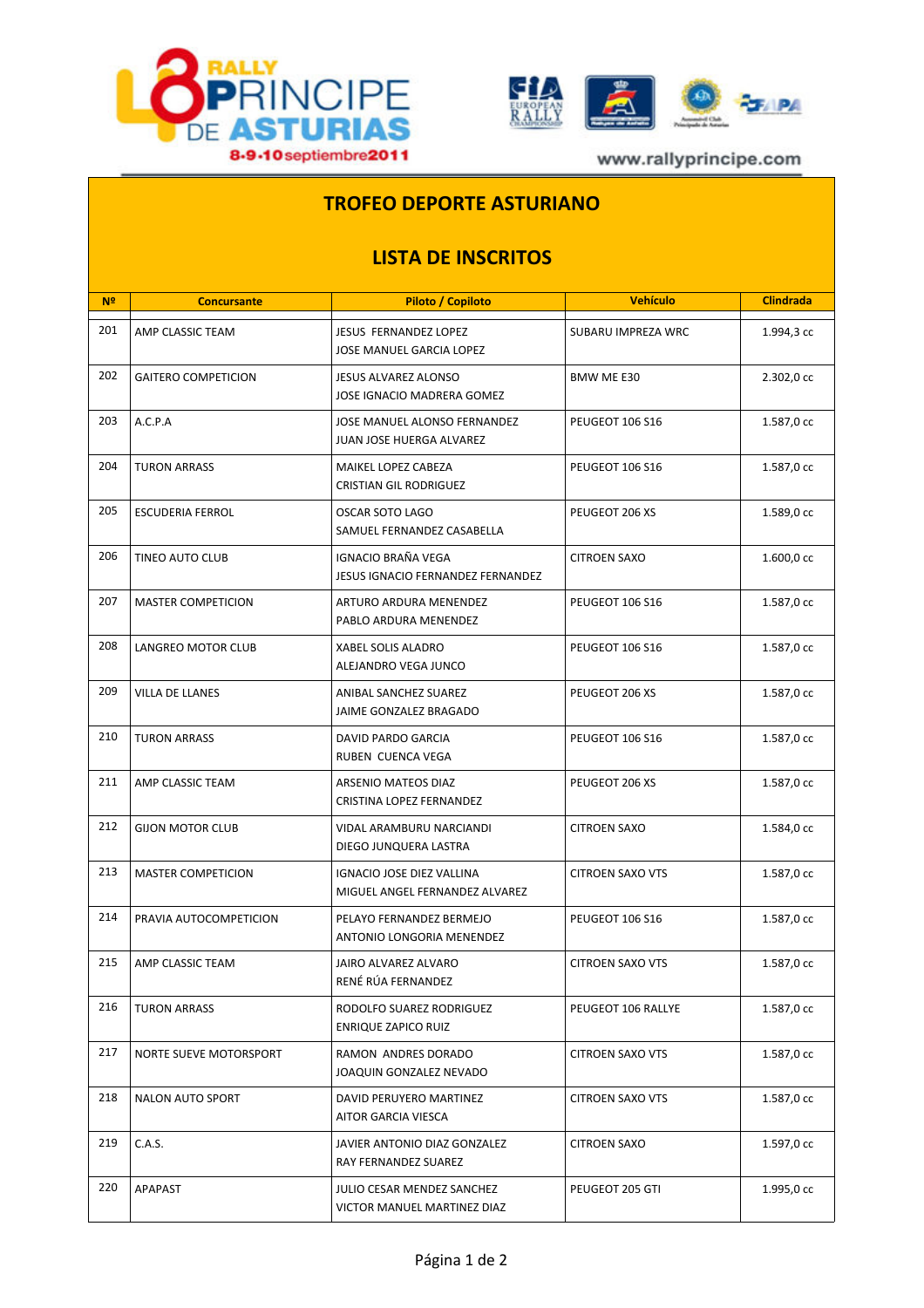RALLY PRINCIPE DE ASTURIAS

8-9-10 septiembre 2011

www.rallyprincipe.com

# TROFEO DEPORTE ASTURIANO

## LISTA DE INSCRITOS

| Nº | Concursante | Piloto / Copiloto | Vehículo | Clindrada |
|---|---|---|---|---|
| 201 | AMP CLASSIC TEAM | JESUS FERNANDEZ LOPEZ<br>JOSE MANUEL GARCIA LOPEZ | SUBARU IMPREZA WRC | 1.994,3 cc |
| 202 | GAITERO COMPETICION | JESUS ALVAREZ ALONSO<br>JOSE IGNACIO MADRERA GOMEZ | BMW ME E30 | 2.302,0 cc |
| 203 | A.C.P.A | JOSE MANUEL ALONSO FERNANDEZ<br>JUAN JOSE HUERGA ALVAREZ | PEUGEOT 106 S16 | 1.587,0 cc |
| 204 | TURON ARRASS | MAIKEL LOPEZ CABEZA<br>CRISTIAN GIL RODRIGUEZ | PEUGEOT 106 S16 | 1.587,0 cc |
| 205 | ESCUDERIA FERROL | OSCAR SOTO LAGO<br>SAMUEL FERNANDEZ CASABELLA | PEUGEOT 206 XS | 1.589,0 cc |
| 206 | TINEO AUTO CLUB | IGNACIO BRAÑA VEGA<br>JESUS IGNACIO FERNANDEZ FERNANDEZ | CITROEN SAXO | 1.600,0 cc |
| 207 | MASTER COMPETICION | ARTURO ARDURA MENENDEZ<br>PABLO ARDURA MENENDEZ | PEUGEOT 106 S16 | 1.587,0 cc |
| 208 | LANGREO MOTOR CLUB | XABEL SOLIS ALADRO<br>ALEJANDRO VEGA JUNCO | PEUGEOT 106 S16 | 1.587,0 cc |
| 209 | VILLA DE LLANES | ANIBAL SANCHEZ SUAREZ<br>JAIME GONZALEZ BRAGADO | PEUGEOT 206 XS | 1.587,0 cc |
| 210 | TURON ARRASS | DAVID PARDO GARCIA<br>RUBEN CUENCA VEGA | PEUGEOT 106 S16 | 1.587,0 cc |
| 211 | AMP CLASSIC TEAM | ARSENIO MATEOS DIAZ<br>CRISTINA LOPEZ FERNANDEZ | PEUGEOT 206 XS | 1.587,0 cc |
| 212 | GIJON MOTOR CLUB | VIDAL ARAMBURU NARCIANDI<br>DIEGO JUNQUERA LASTRA | CITROEN SAXO | 1.584,0 cc |
| 213 | MASTER COMPETICION | IGNACIO JOSE DIEZ VALLINA<br>MIGUEL ANGEL FERNANDEZ ALVAREZ | CITROEN SAXO VTS | 1.587,0 cc |
| 214 | PRAVIA AUTOCOMPETICION | PELAYO FERNANDEZ BERMEJO<br>ANTONIO LONGORIA MENENDEZ | PEUGEOT 106 S16 | 1.587,0 cc |
| 215 | AMP CLASSIC TEAM | JAIRO ALVAREZ ALVARO<br>RENÉ RÚA FERNANDEZ | CITROEN SAXO VTS | 1.587,0 cc |
| 216 | TURON ARRASS | RODOLFO SUAREZ RODRIGUEZ<br>ENRIQUE ZAPICO RUIZ | PEUGEOT 106 RALLYE | 1.587,0 cc |
| 217 | NORTE SUEVE MOTORSPORT | RAMON ANDRES DORADO<br>JOAQUIN GONZALEZ NEVADO | CITROEN SAXO VTS | 1.587,0 cc |
| 218 | NALON AUTO SPORT | DAVID PERUYERO MARTINEZ<br>AITOR GARCIA VIESCA | CITROEN SAXO VTS | 1.587,0 cc |
| 219 | C.A.S. | JAVIER ANTONIO DIAZ GONZALEZ<br>RAY FERNANDEZ SUAREZ | CITROEN SAXO | 1.597,0 cc |
| 220 | APAPAST | JULIO CESAR MENDEZ SANCHEZ<br>VICTOR MANUEL MARTINEZ DIAZ | PEUGEOT 205 GTI | 1.995,0 cc |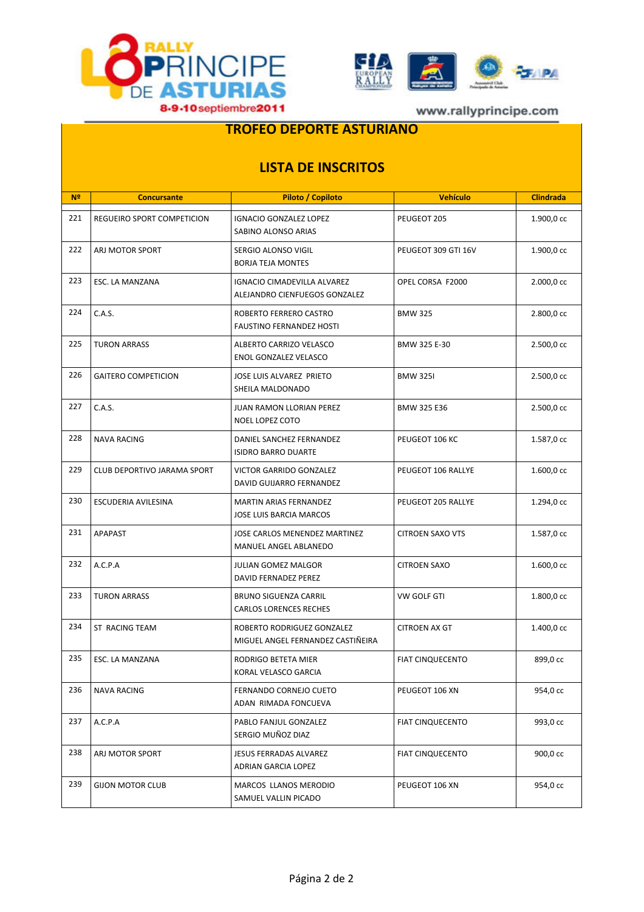RALLY PRINCIPE DE ASTURIAS

8-9-10 septiembre 2011

www.rallyprincipe.com

## TROFEO DEPORTE ASTURIANO

## LISTA DE INSCRITOS

| Nº | Concursante | Piloto / Copiloto | Vehículo | Clindrada |
|---|---|---|---|---|
| 221 | REGUEIRO SPORT COMPETICION | IGNACIO GONZALEZ LOPEZ<br>SABINO ALONSO ARIAS | PEUGEOT 205 | 1.900,0 cc |
| 222 | ARJ MOTOR SPORT | SERGIO ALONSO VIGIL<br>BORJA TEJA MONTES | PEUGEOT 309 GTI 16V | 1.900,0 cc |
| 223 | ESC. LA MANZANA | IGNACIO CIMADEVILLA ALVAREZ<br>ALEJANDRO CIENFUEGOS GONZALEZ | OPEL CORSA F2000 | 2.000,0 cc |
| 224 | C.A.S. | ROBERTO FERRERO CASTRO<br>FAUSTINO FERNANDEZ HOSTI | BMW 325 | 2.800,0 cc |
| 225 | TURON ARRASS | ALBERTO CARRIZO VELASCO<br>ENOL GONZALEZ VELASCO | BMW 325 E-30 | 2.500,0 cc |
| 226 | GAITERO COMPETICION | JOSE LUIS ALVAREZ PRIETO<br>SHEILA MALDONADO | BMW 325I | 2.500,0 cc |
| 227 | C.A.S. | JUAN RAMON LLORIAN PEREZ<br>NOEL LOPEZ COTO | BMW 325 E36 | 2.500,0 cc |
| 228 | NAVA RACING | DANIEL SANCHEZ FERNANDEZ<br>ISIDRO BARRO DUARTE | PEUGEOT 106 KC | 1.587,0 cc |
| 229 | CLUB DEPORTIVO JARAMA SPORT | VICTOR GARRIDO GONZALEZ<br>DAVID GUIJARRO FERNANDEZ | PEUGEOT 106 RALLYE | 1.600,0 cc |
| 230 | ESCUDERIA AVILESINA | MARTIN ARIAS FERNANDEZ<br>JOSE LUIS BARCIA MARCOS | PEUGEOT 205 RALLYE | 1.294,0 cc |
| 231 | APAPAST | JOSE CARLOS MENENDEZ MARTINEZ<br>MANUEL ANGEL ABLANEDO | CITROEN SAXO VTS | 1.587,0 cc |
| 232 | A.C.P.A | JULIAN GOMEZ MALGOR<br>DAVID FERNADEZ PEREZ | CITROEN SAXO | 1.600,0 cc |
| 233 | TURON ARRASS | BRUNO SIGUENZA CARRIL<br>CARLOS LORENCES RECHES | VW GOLF GTI | 1.800,0 cc |
| 234 | ST RACING TEAM | ROBERTO RODRIGUEZ GONZALEZ<br>MIGUEL ANGEL FERNANDEZ CASTIÑEIRA | CITROEN AX GT | 1.400,0 cc |
| 235 | ESC. LA MANZANA | RODRIGO BETETA MIER<br>KORAL VELASCO GARCIA | FIAT CINQUECENTO | 899,0 cc |
| 236 | NAVA RACING | FERNANDO CORNEJO CUETO<br>ADAN RIMADA FONCUEVA | PEUGEOT 106 XN | 954,0 cc |
| 237 | A.C.P.A | PABLO FANJUL GONZALEZ<br>SERGIO MUÑOZ DIAZ | FIAT CINQUECENTO | 993,0 cc |
| 238 | ARJ MOTOR SPORT | JESUS FERRADAS ALVAREZ<br>ADRIAN GARCIA LOPEZ | FIAT CINQUECENTO | 900,0 cc |
| 239 | GIJON MOTOR CLUB | MARCOS LLANOS MERODIO<br>SAMUEL VALLIN PICADO | PEUGEOT 106 XN | 954,0 cc |